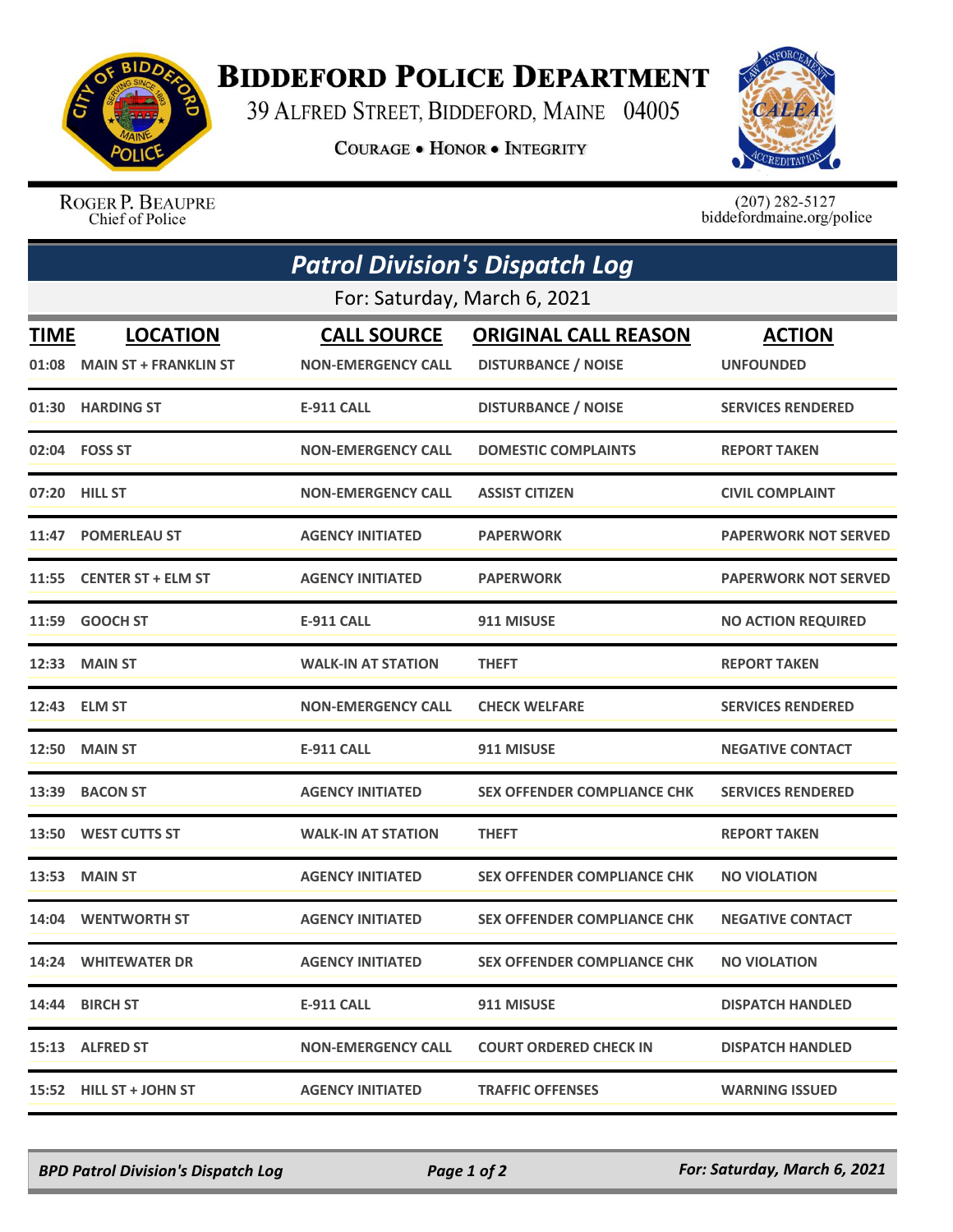# Biddeford Police Department

39 Alfred Street, Biddeford, Maine 04005

**Courage • Honor • Integrity**

Roger P. Beaupre
Chief of Police

(207) 282-5127
biddefordmaine.org/police

## *Patrol Division's Dispatch Log*

For: Saturday, March 6, 2021

| TIME | LOCATION | CALL SOURCE | ORIGINAL CALL REASON | ACTION |
|---|---|---|---|---|
| 01:08 | MAIN ST + FRANKLIN ST | NON-EMERGENCY CALL | DISTURBANCE / NOISE | UNFOUNDED |
| 01:30 | HARDING ST | E-911 CALL | DISTURBANCE / NOISE | SERVICES RENDERED |
| 02:04 | FOSS ST | NON-EMERGENCY CALL | DOMESTIC COMPLAINTS | REPORT TAKEN |
| 07:20 | HILL ST | NON-EMERGENCY CALL | ASSIST CITIZEN | CIVIL COMPLAINT |
| 11:47 | POMERLEAU ST | AGENCY INITIATED | PAPERWORK | PAPERWORK NOT SERVED |
| 11:55 | CENTER ST + ELM ST | AGENCY INITIATED | PAPERWORK | PAPERWORK NOT SERVED |
| 11:59 | GOOCH ST | E-911 CALL | 911 MISUSE | NO ACTION REQUIRED |
| 12:33 | MAIN ST | WALK-IN AT STATION | THEFT | REPORT TAKEN |
| 12:43 | ELM ST | NON-EMERGENCY CALL | CHECK WELFARE | SERVICES RENDERED |
| 12:50 | MAIN ST | E-911 CALL | 911 MISUSE | NEGATIVE CONTACT |
| 13:39 | BACON ST | AGENCY INITIATED | SEX OFFENDER COMPLIANCE CHK | SERVICES RENDERED |
| 13:50 | WEST CUTTS ST | WALK-IN AT STATION | THEFT | REPORT TAKEN |
| 13:53 | MAIN ST | AGENCY INITIATED | SEX OFFENDER COMPLIANCE CHK | NO VIOLATION |
| 14:04 | WENTWORTH ST | AGENCY INITIATED | SEX OFFENDER COMPLIANCE CHK | NEGATIVE CONTACT |
| 14:24 | WHITEWATER DR | AGENCY INITIATED | SEX OFFENDER COMPLIANCE CHK | NO VIOLATION |
| 14:44 | BIRCH ST | E-911 CALL | 911 MISUSE | DISPATCH HANDLED |
| 15:13 | ALFRED ST | NON-EMERGENCY CALL | COURT ORDERED CHECK IN | DISPATCH HANDLED |
| 15:52 | HILL ST + JOHN ST | AGENCY INITIATED | TRAFFIC OFFENSES | WARNING ISSUED |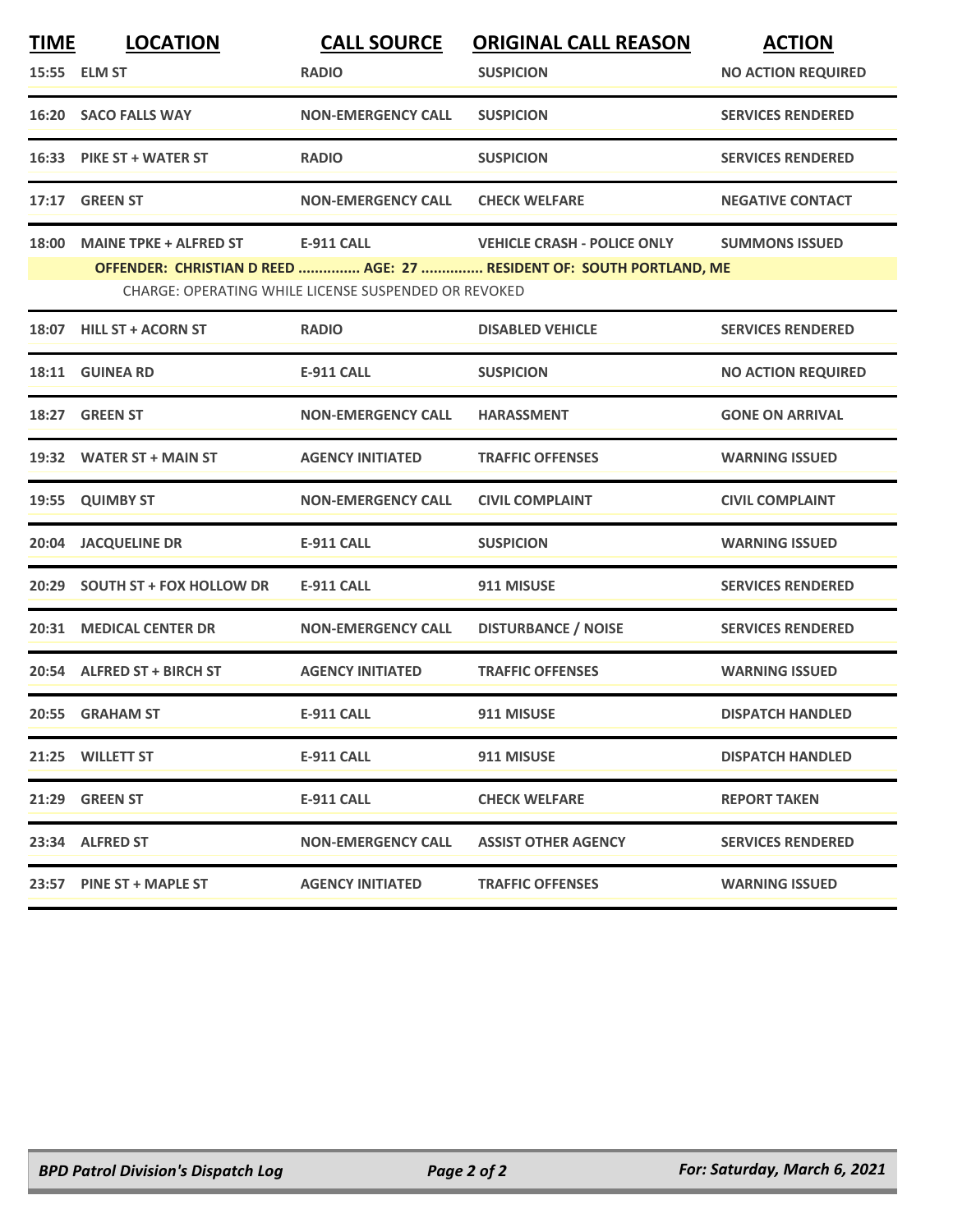| TIME | LOCATION | CALL SOURCE | ORIGINAL CALL REASON | ACTION |
|---|---|---|---|---|
| 15:55 | ELM ST | RADIO | SUSPICION | NO ACTION REQUIRED |
| 16:20 | SACO FALLS WAY | NON-EMERGENCY CALL | SUSPICION | SERVICES RENDERED |
| 16:33 | PIKE ST + WATER ST | RADIO | SUSPICION | SERVICES RENDERED |
| 17:17 | GREEN ST | NON-EMERGENCY CALL | CHECK WELFARE | NEGATIVE CONTACT |
| 18:00 | MAINE TPKE + ALFRED ST | E-911 CALL | VEHICLE CRASH - POLICE ONLY | SUMMONS ISSUED |
| | OFFENDER: CHRISTIAN D REED ............... AGE: 27 ............... RESIDENT OF: SOUTH PORTLAND, ME | | | |
| | CHARGE: OPERATING WHILE LICENSE SUSPENDED OR REVOKED | | | |
| 18:07 | HILL ST + ACORN ST | RADIO | DISABLED VEHICLE | SERVICES RENDERED |
| 18:11 | GUINEA RD | E-911 CALL | SUSPICION | NO ACTION REQUIRED |
| 18:27 | GREEN ST | NON-EMERGENCY CALL | HARASSMENT | GONE ON ARRIVAL |
| 19:32 | WATER ST + MAIN ST | AGENCY INITIATED | TRAFFIC OFFENSES | WARNING ISSUED |
| 19:55 | QUIMBY ST | NON-EMERGENCY CALL | CIVIL COMPLAINT | CIVIL COMPLAINT |
| 20:04 | JACQUELINE DR | E-911 CALL | SUSPICION | WARNING ISSUED |
| 20:29 | SOUTH ST + FOX HOLLOW DR | E-911 CALL | 911 MISUSE | SERVICES RENDERED |
| 20:31 | MEDICAL CENTER DR | NON-EMERGENCY CALL | DISTURBANCE / NOISE | SERVICES RENDERED |
| 20:54 | ALFRED ST + BIRCH ST | AGENCY INITIATED | TRAFFIC OFFENSES | WARNING ISSUED |
| 20:55 | GRAHAM ST | E-911 CALL | 911 MISUSE | DISPATCH HANDLED |
| 21:25 | WILLETT ST | E-911 CALL | 911 MISUSE | DISPATCH HANDLED |
| 21:29 | GREEN ST | E-911 CALL | CHECK WELFARE | REPORT TAKEN |
| 23:34 | ALFRED ST | NON-EMERGENCY CALL | ASSIST OTHER AGENCY | SERVICES RENDERED |
| 23:57 | PINE ST + MAPLE ST | AGENCY INITIATED | TRAFFIC OFFENSES | WARNING ISSUED |